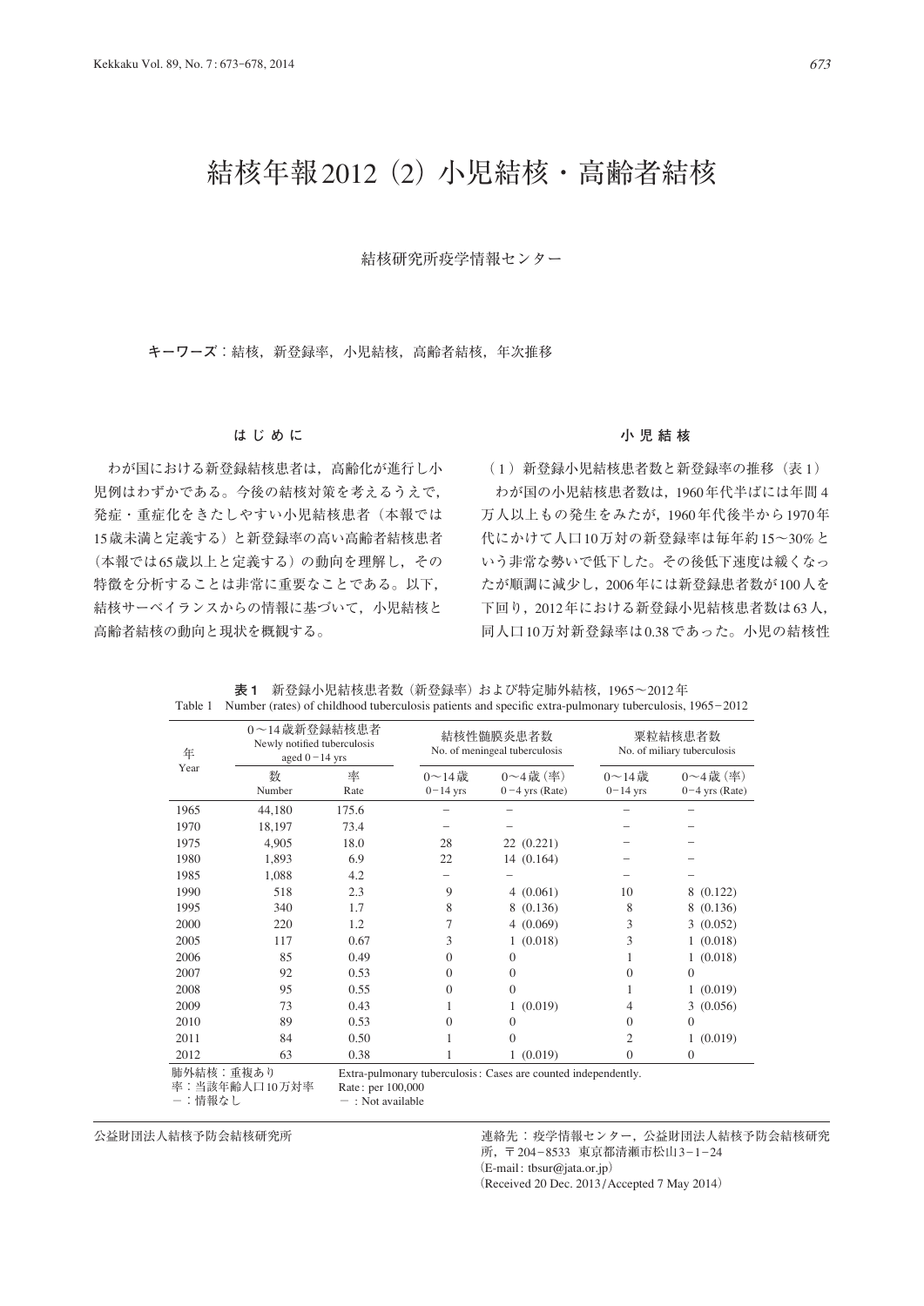# 結核年報2012 (2) 小児結核・高齢者結核

結核研究所疫学情報センター

**キーワーズ**：結核，新登録率，小児結核，高齢者結核，年次推移

## はじめに

わが国における新登録結核患者は，高齢化が進行し小児例はわずかである。今後の結核対策を考えるうえで，発症・重症化をきたしやすい小児結核患者（本報では15歳未満と定義する）と新登録率の高い高齢者結核患者（本報では65歳以上と定義する）の動向を理解し，その特徴を分析することは非常に重要なことである。以下，結核サーベイランスからの情報に基づいて，小児結核と高齢者結核の動向と現状を概観する。

## 小児結核

（1）新登録小児結核患者数と新登録率の推移（表1）

わが国の小児結核患者数は，1960年代半ばには年間4万人以上もの発生をみたが，1960年代後半から1970年代にかけて人口10万対の新登録率は毎年約15～30%という非常な勢いで低下した。その後低下速度は緩くなったが順調に減少し，2006年には新登録患者数が100人を下回り，2012年における新登録小児結核患者数は63人，同人口10万対新登録率は0.38であった。小児の結核性

**表1**　新登録小児結核患者数（新登録率）および特定肺外結核，1965～2012年
Table 1　Number (rates) of childhood tuberculosis patients and specific extra-pulmonary tuberculosis, 1965－2012

| 年 Year | 0～14歳新登録結核患者 Newly notified tuberculosis aged 0－14 yrs | | 結核性髄膜炎患者数 No. of meningeal tuberculosis | | 粟粒結核患者数 No. of miliary tuberculosis | |
|---|---|---|---|---|---|---|
| | 数 Number | 率 Rate | 0～14歳 0－14 yrs | 0～4歳（率）0－4 yrs (Rate) | 0～14歳 0－14 yrs | 0～4歳（率）0－4 yrs (Rate) |
| 1965 | 44,180 | 175.6 | － | － | － | － |
| 1970 | 18,197 | 73.4 | － | － | － | － |
| 1975 | 4,905 | 18.0 | 28 | 22 (0.221) | － | － |
| 1980 | 1,893 | 6.9 | 22 | 14 (0.164) | － | － |
| 1985 | 1,088 | 4.2 | － | － | － | － |
| 1990 | 518 | 2.3 | 9 | 4 (0.061) | 10 | 8 (0.122) |
| 1995 | 340 | 1.7 | 8 | 8 (0.136) | 8 | 8 (0.136) |
| 2000 | 220 | 1.2 | 7 | 4 (0.069) | 3 | 3 (0.052) |
| 2005 | 117 | 0.67 | 3 | 1 (0.018) | 3 | 1 (0.018) |
| 2006 | 85 | 0.49 | 0 | 0 | 1 | 1 (0.018) |
| 2007 | 92 | 0.53 | 0 | 0 | 0 | 0 |
| 2008 | 95 | 0.55 | 0 | 0 | 1 | 1 (0.019) |
| 2009 | 73 | 0.43 | 1 | 1 (0.019) | 4 | 3 (0.056) |
| 2010 | 89 | 0.53 | 0 | 0 | 0 | 0 |
| 2011 | 84 | 0.50 | 1 | 0 | 2 | 1 (0.019) |
| 2012 | 63 | 0.38 | 1 | 1 (0.019) | 0 | 0 |

肺外結核：重複あり　Extra-pulmonary tuberculosis: Cases are counted independently.
率：当該年齢人口10万対率　Rate: per 100,000
－：情報なし　－: Not available

公益財団法人結核予防会結核研究所

連絡先：疫学情報センター，公益財団法人結核予防会結核研究所，〒204-8533 東京都清瀬市松山3-1-24
(E-mail: tbsur@jata.or.jp)
(Received 20 Dec. 2013/Accepted 7 May 2014)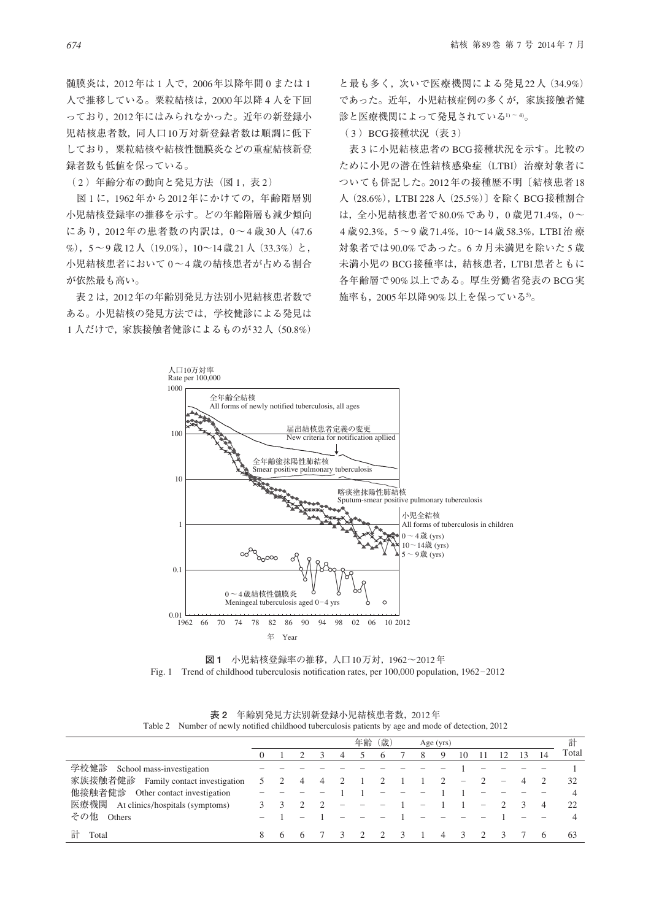髄膜炎は，2012年は1人で，2006年以降年間0または1人で推移している。粟粒結核は，2000年以降4人を下回っており，2012年にはみられなかった。近年の新登録小児結核患者数，同人口10万対新登録者数は順調に低下しており，粟粒結核や結核性髄膜炎などの重症結核新登録者数も低値を保っている。

（2）年齢分布の動向と発見方法（図1，表2）

図1に，1962年から2012年にかけての，年齢階層別小児結核登録率の推移を示す。どの年齢階層も減少傾向にあり，2012年の患者数の内訳は，0～4歳30人（47.6%），5～9歳12人（19.0%），10～14歳21人（33.3%）と，小児結核患者において0～4歳の結核患者が占める割合が依然最も高い。

表2は，2012年の年齢別発見方法別小児結核患者数である。小児結核の発見方法では，学校健診による発見は1人だけで，家族接触者健診によるものが32人（50.8%）と最も多く，次いで医療機関による発見22人（34.9%）であった。近年，小児結核症例の多くが，家族接触者健診と医療機関によって発見されている[1)～4)]。

（3）BCG接種状況（表3）

表3に小児結核患者のBCG接種状況を示す。比較のために小児の潜在性結核感染症（LTBI）治療対象者についても併記した。2012年の接種歴不明〔結核患者18人（28.6%），LTBI 228人（25.5%）〕を除くBCG接種割合は，全小児結核患者で80.0%であり，0歳児71.4%，0～4歳92.3%，5～9歳71.4%，10～14歳58.3%，LTBI治療対象者では90.0%であった。6カ月未満児を除いた5歳未満小児のBCG接種率は，結核患者，LTBI患者ともに各年齢層で90%以上である。厚生労働省発表のBCG実施率も，2005年以降90%以上を保っている[5)]。

**図1**　小児結核登録率の推移，人口10万対，1962～2012年
Fig. 1　Trend of childhood tuberculosis notification rates, per 100,000 population, 1962－2012

**表2**　年齢別発見方法別新登録小児結核患者数，2012年
Table 2　Number of newly notified childhood tuberculosis patients by age and mode of detection, 2012

| | 年齢（歳）Age (yrs) | | | | | | | | | | | | | | | 計 Total |
|---|---|---|---|---|---|---|---|---|---|---|---|---|---|---|---|---|
| | 0 | 1 | 2 | 3 | 4 | 5 | 6 | 7 | 8 | 9 | 10 | 11 | 12 | 13 | 14 | |
| 学校健診　School mass-investigation | − | − | − | − | − | − | − | − | − | − | 1 | − | − | − | − | 1 |
| 家族接触者健診　Family contact investigation | 5 | 2 | 4 | 4 | 2 | 1 | 2 | 1 | 1 | 2 | − | 2 | − | 4 | 2 | 32 |
| 他接触者健診　Other contact investigation | − | − | − | − | 1 | 1 | − | − | − | 1 | 1 | − | − | − | − | 4 |
| 医療機関　At clinics/hospitals (symptoms) | 3 | 3 | 2 | 2 | − | − | − | 1 | − | 1 | 1 | − | 2 | 3 | 4 | 22 |
| その他　Others | − | 1 | − | 1 | − | − | − | 1 | − | − | − | − | 1 | − | − | 4 |
| 計　Total | 8 | 6 | 6 | 7 | 3 | 2 | 2 | 3 | 1 | 4 | 3 | 2 | 3 | 7 | 6 | 63 |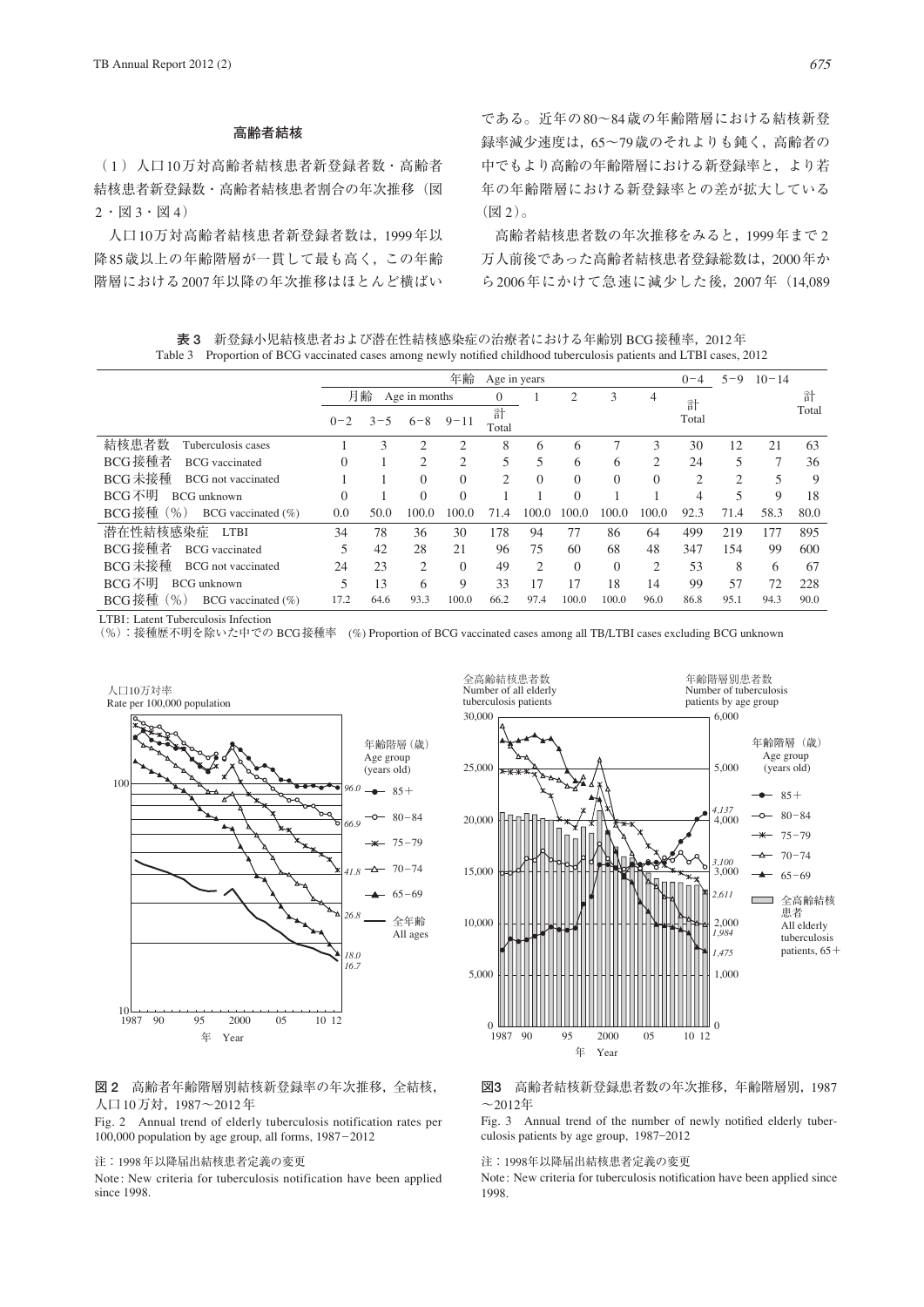### 高齢者結核

（1）人口10万対高齢者結核患者新登録者数・高齢者結核患者新登録数・高齢者結核患者割合の年次推移（図2・図3・図4）

人口10万対高齢者結核患者新登録者数は，1999年以降85歳以上の年齢階層が一貫して最も高く，この年齢階層における2007年以降の年次推移はほとんど横ばいである。近年の80〜84歳の年齢階層における結核新登録率減少速度は，65〜79歳のそれよりも鈍く，高齢者の中でもより高齢の年齢階層における新登録率と，より若年の年齢階層における新登録率との差が拡大している（図2）。

高齢者結核患者数の年次推移をみると，1999年まで2万人前後であった高齢者結核患者登録総数は，2000年から2006年にかけて急速に減少した後，2007年（14,089

**表3** 新登録小児結核患者および潜在性結核感染症の治療者における年齢別BCG接種率，2012年

Table 3 Proportion of BCG vaccinated cases among newly notified childhood tuberculosis patients and LTBI cases, 2012

| | 年齢 Age in years | | | | | | | | | 0−4 | 5−9 | 10−14 | 計 Total |
|---|---|---|---|---|---|---|---|---|---|---|---|---|---|
| | 月齢 Age in months | | | | 0 | 1 | 2 | 3 | 4 | 計 Total | | | |
| | 0−2 | 3−5 | 6−8 | 9−11 | 計 Total | | | | | | | | |
| 結核患者数 Tuberculosis cases | 1 | 3 | 2 | 2 | 8 | 6 | 6 | 7 | 3 | 30 | 12 | 21 | 63 |
| BCG接種者 BCG vaccinated | 0 | 1 | 2 | 2 | 5 | 5 | 6 | 6 | 2 | 24 | 5 | 7 | 36 |
| BCG未接種 BCG not vaccinated | 1 | 1 | 0 | 0 | 2 | 0 | 0 | 0 | 0 | 2 | 2 | 5 | 9 |
| BCG不明 BCG unknown | 0 | 1 | 0 | 0 | 1 | 1 | 0 | 1 | 1 | 4 | 5 | 9 | 18 |
| BCG接種（%） BCG vaccinated (%) | 0.0 | 50.0 | 100.0 | 100.0 | 71.4 | 100.0 | 100.0 | 100.0 | 100.0 | 92.3 | 71.4 | 58.3 | 80.0 |
| 潜在性結核感染症 LTBI | 34 | 78 | 36 | 30 | 178 | 94 | 77 | 86 | 64 | 499 | 219 | 177 | 895 |
| BCG接種者 BCG vaccinated | 5 | 42 | 28 | 21 | 96 | 75 | 60 | 68 | 48 | 347 | 154 | 99 | 600 |
| BCG未接種 BCG not vaccinated | 24 | 23 | 2 | 0 | 49 | 2 | 0 | 0 | 2 | 53 | 8 | 6 | 67 |
| BCG不明 BCG unknown | 5 | 13 | 6 | 9 | 33 | 17 | 17 | 18 | 14 | 99 | 57 | 72 | 228 |
| BCG接種（%） BCG vaccinated (%) | 17.2 | 64.6 | 93.3 | 100.0 | 66.2 | 97.4 | 100.0 | 100.0 | 96.0 | 86.8 | 95.1 | 94.3 | 90.0 |

LTBI: Latent Tuberculosis Infection

（%）：接種歴不明を除いた中でのBCG接種率 (%) Proportion of BCG vaccinated cases among all TB/LTBI cases excluding BCG unknown

**図2** 高齢者年齢階層別結核新登録率の年次推移，全結核，人口10万対，1987〜2012年

Fig. 2 Annual trend of elderly tuberculosis notification rates per 100,000 population by age group, all forms, 1987−2012

注：1998年以降届出結核患者定義の変更

Note: New criteria for tuberculosis notification have been applied since 1998.

**図3** 高齢者結核新登録患者数の年次推移，年齢階層別，1987〜2012年

Fig. 3 Annual trend of the number of newly notified elderly tuberculosis patients by age group, 1987−2012

注：1998年以降届出結核患者定義の変更

Note: New criteria for tuberculosis notification have been applied since 1998.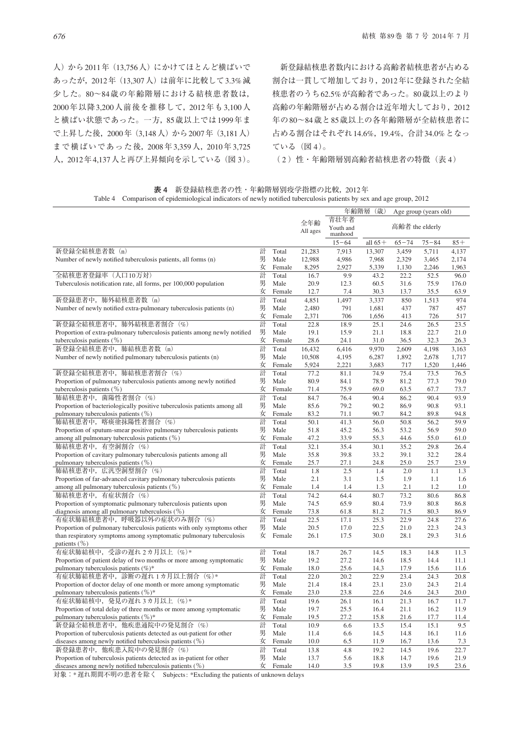人）から2011年（13,756人）にかけてほとんど横ばいであったが，2012年（13,307人）は前年に比較して3.3%減少した。80〜84歳の年齢階層における結核患者数は，2000年以降3,200人前後を推移して，2012年も3,100人と横ばい状態であった。一方，85歳以上では1999年まで上昇した後，2000年（3,148人）から2007年（3,181人）まで横ばいであった後，2008年3,359人，2010年3,725人，2012年4,137人と再び上昇傾向を示している（図3）。

新登録結核患者数内における高齢者結核患者が占める割合は一貫して増加しており，2012年に登録された全結核患者のうち62.5%が高齢者であった。80歳以上のより高齢の年齢階層が占める割合は近年増大しており，2012年の80〜84歳と85歳以上の各年齢階層が全結核患者に占める割合はそれぞれ14.6%，19.4%，合計34.0%となっている（図4）。

（2）性・年齢階層別高齢者結核患者の特徴（表4）

**表4**　新登録結核患者の性・年齢階層別疫学指標の比較，2012年

Table 4　Comparison of epidemiological indicators of newly notified tuberculosis patients by sex and age group, 2012

| | | 全年齢 All ages | 年齢階層（歳） Age group (years old) | | | | |
|---|---|---|---|---|---|---|---|
| | | | 青壮年者 Youth and manhood | 高齢者 the elderly | | | |
| | | | 15−64 | all 65+ | 65−74 | 75−84 | 85+ |
| 新登録全結核患者数（n）<br>Number of newly notified tuberculosis patients, all forms (n) | 計 Total | 21,283 | 7,913 | 13,307 | 3,459 | 5,711 | 4,137 |
| | 男 Male | 12,988 | 4,986 | 7,968 | 2,329 | 3,465 | 2,174 |
| | 女 Female | 8,295 | 2,927 | 5,339 | 1,130 | 2,246 | 1,963 |
| 全結核患者登録率（人口10万対）<br>Tuberculosis notification rate, all forms, per 100,000 population | 計 Total | 16.7 | 9.9 | 43.2 | 22.2 | 52.5 | 96.0 |
| | 男 Male | 20.9 | 12.3 | 60.5 | 31.6 | 75.9 | 176.0 |
| | 女 Female | 12.7 | 7.4 | 30.3 | 13.7 | 35.5 | 63.9 |
| 新登録患者中，肺外結核患者数（n）<br>Number of newly notified extra-pulmonary tuberculosis patients (n) | 計 Total | 4,851 | 1,497 | 3,337 | 850 | 1,513 | 974 |
| | 男 Male | 2,480 | 791 | 1,681 | 437 | 787 | 457 |
| | 女 Female | 2,371 | 706 | 1,656 | 413 | 726 | 517 |
| 新登録全結核患者中，肺外結核患者割合（%）<br>Proportion of extra-pulmonary tuberculosis patients among newly notified tuberculosis patients (%) | 計 Total | 22.8 | 18.9 | 25.1 | 24.6 | 26.5 | 23.5 |
| | 男 Male | 19.1 | 15.9 | 21.1 | 18.8 | 22.7 | 21.0 |
| | 女 Female | 28.6 | 24.1 | 31.0 | 36.5 | 32.3 | 26.3 |
| 新登録全結核患者中，肺結核患者数（n）<br>Number of newly notified pulmonary tuberculosis patients (n) | 計 Total | 16,432 | 6,416 | 9,970 | 2,609 | 4,198 | 3,163 |
| | 男 Male | 10,508 | 4,195 | 6,287 | 1,892 | 2,678 | 1,717 |
| | 女 Female | 5,924 | 2,221 | 3,683 | 717 | 1,520 | 1,446 |
| 新登録全結核患者中，肺結核患者割合（%）<br>Proportion of pulmonary tuberculosis patients among newly notified tuberculosis patients (%) | 計 Total | 77.2 | 81.1 | 74.9 | 75.4 | 73.5 | 76.5 |
| | 男 Male | 80.9 | 84.1 | 78.9 | 81.2 | 77.3 | 79.0 |
| | 女 Female | 71.4 | 75.9 | 69.0 | 63.5 | 67.7 | 73.7 |
| 肺結核患者中，菌陽性者割合（%）<br>Proportion of bacteriologically positive tuberculosis patients among all pulmonary tuberculosis patients (%) | 計 Total | 84.7 | 76.4 | 90.4 | 86.2 | 90.4 | 93.9 |
| | 男 Male | 85.6 | 79.2 | 90.2 | 86.9 | 90.8 | 93.1 |
| | 女 Female | 83.2 | 71.1 | 90.7 | 84.2 | 89.8 | 94.8 |
| 肺結核患者中，喀痰塗抹陽性者割合（%）<br>Proportion of sputum-smear positive pulmonary tuberculosis patients among all pulmonary tuberculosis patients (%) | 計 Total | 50.1 | 41.3 | 56.0 | 50.8 | 56.2 | 59.9 |
| | 男 Male | 51.8 | 45.2 | 56.3 | 53.2 | 56.9 | 59.0 |
| | 女 Female | 47.2 | 33.9 | 55.3 | 44.6 | 55.0 | 61.0 |
| 肺結核患者中，有空洞割合（%）<br>Proportion of cavitary pulmonary tuberculosis patients among all pulmonary tuberculosis patients (%) | 計 Total | 32.1 | 35.4 | 30.1 | 35.2 | 29.8 | 26.4 |
| | 男 Male | 35.8 | 39.8 | 33.2 | 39.1 | 32.2 | 28.4 |
| | 女 Female | 25.7 | 27.1 | 24.8 | 25.0 | 25.7 | 23.9 |
| 肺結核患者中，広汎空洞型割合（%）<br>Proportion of far-advanced cavitary pulmonary tuberculosis patients among all pulmonary tuberculosis patients (%) | 計 Total | 1.8 | 2.5 | 1.4 | 2.0 | 1.1 | 1.3 |
| | 男 Male | 2.1 | 3.1 | 1.5 | 1.9 | 1.1 | 1.6 |
| | 女 Female | 1.4 | 1.4 | 1.3 | 2.1 | 1.2 | 1.0 |
| 肺結核患者中，有症状割合（%）<br>Proportion of symptomatic pulmonary tuberculosis patients upon diagnosis among all pulmonary tuberculosis (%) | 計 Total | 74.2 | 64.4 | 80.7 | 73.2 | 80.6 | 86.8 |
| | 男 Male | 74.5 | 65.9 | 80.4 | 73.9 | 80.8 | 86.8 |
| | 女 Female | 73.8 | 61.8 | 81.2 | 71.5 | 80.3 | 86.9 |
| 有症状肺結核患者中，呼吸器以外の症状のみ割合（%）<br>Proportion of pulmonary tuberculosis patients with only symptoms other than respiratory symptoms among symptomatic pulmonary tuberculosis patients (%) | 計 Total | 22.5 | 17.1 | 25.3 | 22.9 | 24.8 | 27.6 |
| | 男 Male | 20.5 | 17.0 | 22.5 | 21.0 | 22.3 | 24.3 |
| | 女 Female | 26.1 | 17.5 | 30.0 | 28.1 | 29.3 | 31.6 |
| 有症状肺結核中，受診の遅れ2カ月以上（%）*<br>Proportion of patient delay of two months or more among symptomatic pulmonary tuberculosis patients (%)* | 計 Total | 18.7 | 26.7 | 14.5 | 18.3 | 14.8 | 11.3 |
| | 男 Male | 19.2 | 27.2 | 14.6 | 18.5 | 14.4 | 11.1 |
| | 女 Female | 18.0 | 25.6 | 14.3 | 17.9 | 15.6 | 11.6 |
| 有症状肺結核患者中，診断の遅れ1カ月以上割合（%）*<br>Proportion of doctor delay of one month or more among symptomatic pulmonary tuberculosis patients (%)* | 計 Total | 22.0 | 20.2 | 22.9 | 23.4 | 24.3 | 20.8 |
| | 男 Male | 21.4 | 18.4 | 23.1 | 23.0 | 24.3 | 21.4 |
| | 女 Female | 23.0 | 23.8 | 22.6 | 24.6 | 24.3 | 20.0 |
| 有症状肺結核中，発見の遅れ3カ月以上（%）*<br>Proportion of total delay of three months or more among symptomatic pulmonary tuberculosis patients (%)* | 計 Total | 19.6 | 26.1 | 16.1 | 21.3 | 16.7 | 11.7 |
| | 男 Male | 19.7 | 25.5 | 16.4 | 21.1 | 16.2 | 11.9 |
| | 女 Female | 19.5 | 27.2 | 15.8 | 21.6 | 17.7 | 11.4 |
| 新登録全結核患者中，他疾患通院中の発見割合（%）<br>Proportion of tuberculosis patients detected as out-patient for other diseases among newly notified tuberculosis patients (%) | 計 Total | 10.9 | 6.6 | 13.5 | 15.4 | 15.1 | 9.5 |
| | 男 Male | 11.4 | 6.6 | 14.5 | 14.8 | 16.1 | 11.6 |
| | 女 Female | 10.0 | 6.5 | 11.9 | 16.7 | 13.6 | 7.3 |
| 新登録患者中，他疾患入院中の発見割合（%）<br>Proportion of tuberculosis patients detected as in-patient for other diseases among newly notified tuberculosis patients (%) | 計 Total | 13.8 | 4.8 | 19.2 | 14.5 | 19.6 | 22.7 |
| | 男 Male | 13.7 | 5.6 | 18.8 | 14.7 | 19.6 | 21.9 |
| | 女 Female | 14.0 | 3.5 | 19.8 | 13.9 | 19.5 | 23.6 |

対象：*遅れ期間不明の患者を除く　Subjects: *Excluding the patients of unknown delays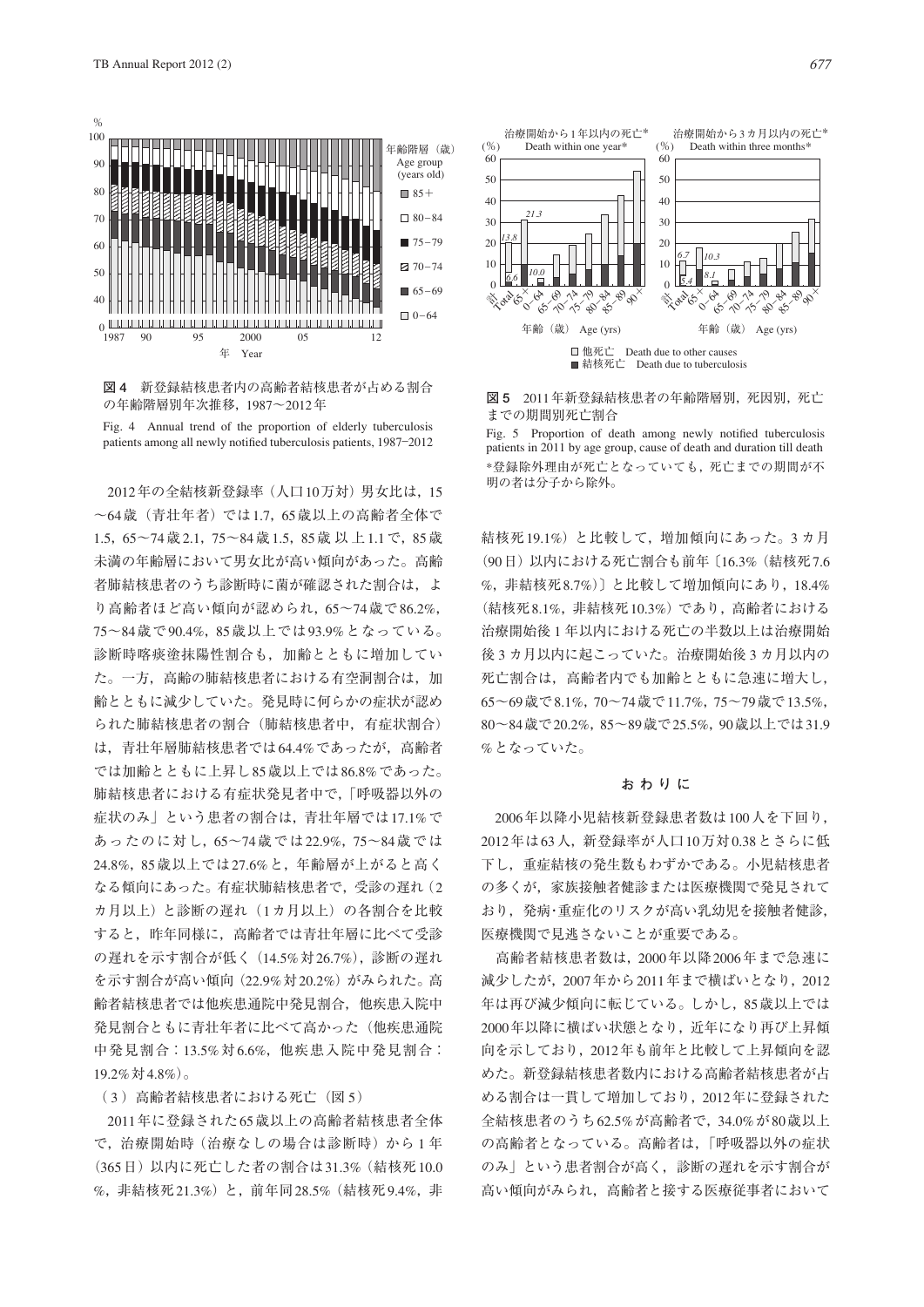**図4** 新登録結核患者内の高齢者結核患者が占める割合の年齢階層別年次推移，1987〜2012年

Fig. 4 Annual trend of the proportion of elderly tuberculosis patients among all newly notified tuberculosis patients, 1987−2012

**図5** 2011年新登録結核患者の年齢階層別，死因別，死亡までの期間別死亡割合

Fig. 5 Proportion of death among newly notified tuberculosis patients in 2011 by age group, cause of death and duration till death

*登録除外理由が死亡となっていても，死亡までの期間が不明の者は分子から除外。

2012年の全結核新登録率（人口10万対）男女比は，15〜64歳（青壮年者）では1.7，65歳以上の高齢者全体で1.5，65〜74歳2.1，75〜84歳1.5，85歳以上1.1で，85歳未満の年齢層において男女比が高い傾向があった。高齢者肺結核患者のうち診断時に菌が確認された割合は，より高齢者ほど高い傾向が認められ，65〜74歳で86.2%，75〜84歳で90.4%，85歳以上では93.9%となっている。診断時喀痰塗抹陽性割合も，加齢とともに増加していた。一方，高齢の肺結核患者における有空洞割合は，加齢とともに減少していた。発見時に何らかの症状が認められた肺結核患者の割合（肺結核患者中，有症状割合）は，青壮年層肺結核患者では64.4%であったが，高齢者では加齢とともに上昇し85歳以上では86.8%であった。肺結核患者における有症状発見者中で，「呼吸器以外の症状のみ」という患者の割合は，青壮年層では17.1%であったのに対し，65〜74歳では22.9%，75〜84歳では24.8%，85歳以上では27.6%と，年齢層が上がると高くなる傾向にあった。有症状肺結核患者で，受診の遅れ（2カ月以上）と診断の遅れ（1カ月以上）の各割合を比較すると，昨年同様に，高齢者では青壮年層に比べて受診の遅れを示す割合が低く（14.5%対26.7%），診断の遅れを示す割合が高い傾向（22.9%対20.2%）がみられた。高齢者結核患者では他疾患通院中発見割合，他疾患入院中発見割合ともに青壮年者に比べて高かった（他疾患通院中発見割合：13.5%対6.6%，他疾患入院中発見割合：19.2%対4.8%）。

（3）高齢者結核患者における死亡（図5）

2011年に登録された65歳以上の高齢者結核患者全体で，治療開始時（治療なしの場合は診断時）から1年（365日）以内に死亡した者の割合は31.3%（結核死10.0%，非結核死21.3%）と，前年同28.5%（結核死9.4%，非結核死19.1%）と比較して，増加傾向にあった。3カ月（90日）以内における死亡割合も前年〔16.3%（結核死7.6%，非結核死8.7%）〕と比較して増加傾向にあり，18.4%（結核死8.1%，非結核死10.3%）であり，高齢者における治療開始後1年以内における死亡の半数以上は治療開始後3カ月以内に起こっていた。治療開始後3カ月以内の死亡割合は，高齢者内でも加齢とともに急速に増大し，65〜69歳で8.1%，70〜74歳で11.7%，75〜79歳で13.5%，80〜84歳で20.2%，85〜89歳で25.5%，90歳以上では31.9%となっていた。

## おわりに

2006年以降小児結核新登録患者数は100人を下回り，2012年は63人，新登録率が人口10万対0.38とさらに低下し，重症結核の発生数もわずかである。小児結核患者の多くが，家族接触者健診または医療機関で発見されており，発病・重症化のリスクが高い乳幼児を接触者健診，医療機関で見逃さないことが重要である。

高齢者結核患者数は，2000年以降2006年まで急速に減少したが，2007年から2011年まで横ばいとなり，2012年は再び減少傾向に転じている。しかし，85歳以上では2000年以降に横ばい状態となり，近年になり再び上昇傾向を示しており，2012年も前年と比較して上昇傾向を認めた。新登録結核患者数内における高齢者結核患者が占める割合は一貫して増加しており，2012年に登録された全結核患者のうち62.5%が高齢者で，34.0%が80歳以上の高齢者となっている。高齢者は，「呼吸器以外の症状のみ」という患者割合が高く，診断の遅れを示す割合が高い傾向がみられ，高齢者と接する医療従事者において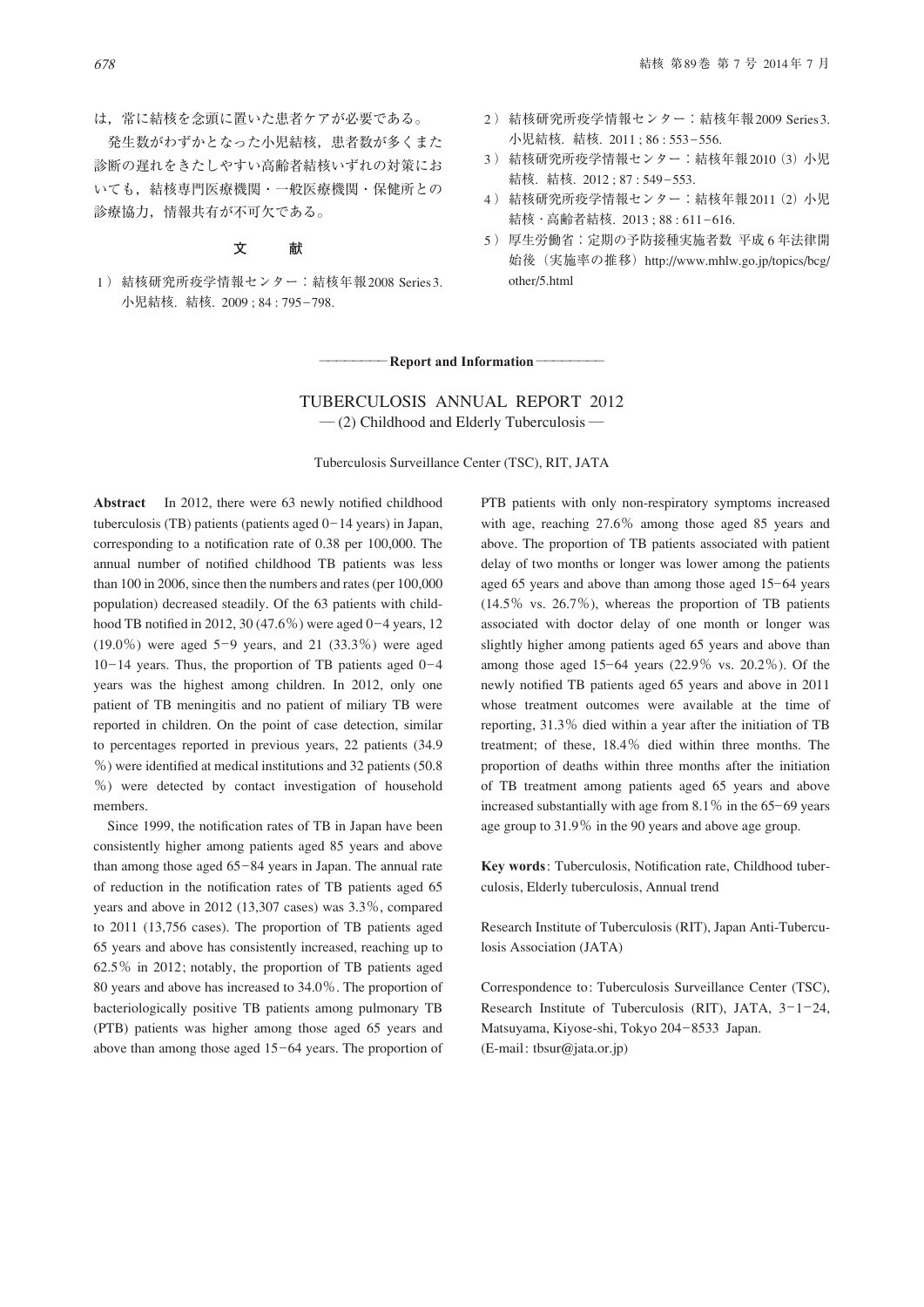は，常に結核を念頭に置いた患者ケアが必要である。

発生数がわずかとなった小児結核，患者数が多くまた診断の遅れをきたしやすい高齢者結核いずれの対策においても，結核専門医療機関・一般医療機関・保健所との診療協力，情報共有が不可欠である。

## 文　　献

1）結核研究所疫学情報センター：結核年報2008 Series 3. 小児結核．結核．2009 ; 84 : 795－798.
2）結核研究所疫学情報センター：結核年報2009 Series 3. 小児結核．結核．2011 ; 86 : 553－556.
3）結核研究所疫学情報センター：結核年報2010（3）小児結核．結核．2012 ; 87 : 549－553.
4）結核研究所疫学情報センター：結核年報2011（2）小児結核・高齢者結核．2013 ; 88 : 611－616.
5）厚生労働省：定期の予防接種実施者数 平成6年法律開始後（実施率の推移）http://www.mhlw.go.jp/topics/bcg/other/5.html

**Report and Information**

# TUBERCULOSIS ANNUAL REPORT 2012

## — (2) Childhood and Elderly Tuberculosis —

Tuberculosis Surveillance Center (TSC), RIT, JATA

**Abstract**　In 2012, there were 63 newly notified childhood tuberculosis (TB) patients (patients aged 0－14 years) in Japan, corresponding to a notification rate of 0.38 per 100,000. The annual number of notified childhood TB patients was less than 100 in 2006, since then the numbers and rates (per 100,000 population) decreased steadily. Of the 63 patients with childhood TB notified in 2012, 30 (47.6%) were aged 0－4 years, 12 (19.0%) were aged 5－9 years, and 21 (33.3%) were aged 10－14 years. Thus, the proportion of TB patients aged 0－4 years was the highest among children. In 2012, only one patient of TB meningitis and no patient of miliary TB were reported in children. On the point of case detection, similar to percentages reported in previous years, 22 patients (34.9 %) were identified at medical institutions and 32 patients (50.8 %) were detected by contact investigation of household members.

Since 1999, the notification rates of TB in Japan have been consistently higher among patients aged 85 years and above than among those aged 65－84 years in Japan. The annual rate of reduction in the notification rates of TB patients aged 65 years and above in 2012 (13,307 cases) was 3.3%, compared to 2011 (13,756 cases). The proportion of TB patients aged 65 years and above has consistently increased, reaching up to 62.5% in 2012; notably, the proportion of TB patients aged 80 years and above has increased to 34.0%. The proportion of bacteriologically positive TB patients among pulmonary TB (PTB) patients was higher among those aged 65 years and above than among those aged 15－64 years. The proportion of PTB patients with only non-respiratory symptoms increased with age, reaching 27.6% among those aged 85 years and above. The proportion of TB patients associated with patient delay of two months or longer was lower among the patients aged 65 years and above than among those aged 15－64 years (14.5% vs. 26.7%), whereas the proportion of TB patients associated with doctor delay of one month or longer was slightly higher among patients aged 65 years and above than among those aged 15－64 years (22.9% vs. 20.2%). Of the newly notified TB patients aged 65 years and above in 2011 whose treatment outcomes were available at the time of reporting, 31.3% died within a year after the initiation of TB treatment; of these, 18.4% died within three months. The proportion of deaths within three months after the initiation of TB treatment among patients aged 65 years and above increased substantially with age from 8.1% in the 65－69 years age group to 31.9% in the 90 years and above age group.

**Key words**: Tuberculosis, Notification rate, Childhood tuberculosis, Elderly tuberculosis, Annual trend

Research Institute of Tuberculosis (RIT), Japan Anti-Tuberculosis Association (JATA)

Correspondence to: Tuberculosis Surveillance Center (TSC), Research Institute of Tuberculosis (RIT), JATA, 3－1－24, Matsuyama, Kiyose-shi, Tokyo 204－8533 Japan.
(E-mail: tbsur@jata.or.jp)